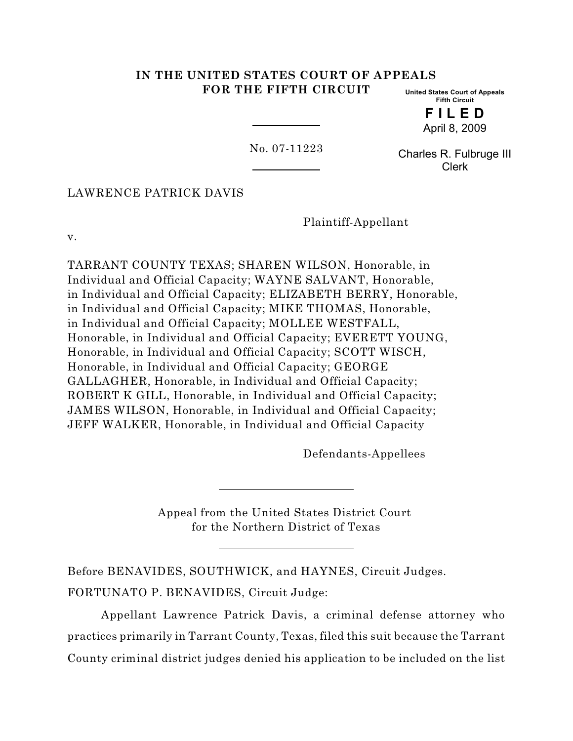# IN THE UNITED STATES COURT OF APPEALS
# FOR THE FIFTH CIRCUIT

United States Court of Appeals
Fifth Circuit

**F I L E D**
April 8, 2009

Charles R. Fulbruge III
Clerk

No. 07-11223

LAWRENCE PATRICK DAVIS

Plaintiff-Appellant

v.

TARRANT COUNTY TEXAS; SHAREN WILSON, Honorable, in Individual and Official Capacity; WAYNE SALVANT, Honorable, in Individual and Official Capacity; ELIZABETH BERRY, Honorable, in Individual and Official Capacity; MIKE THOMAS, Honorable, in Individual and Official Capacity; MOLLEE WESTFALL, Honorable, in Individual and Official Capacity; EVERETT YOUNG, Honorable, in Individual and Official Capacity; SCOTT WISCH, Honorable, in Individual and Official Capacity; GEORGE GALLAGHER, Honorable, in Individual and Official Capacity; ROBERT K GILL, Honorable, in Individual and Official Capacity; JAMES WILSON, Honorable, in Individual and Official Capacity; JEFF WALKER, Honorable, in Individual and Official Capacity

Defendants-Appellees

Appeal from the United States District Court
for the Northern District of Texas

Before BENAVIDES, SOUTHWICK, and HAYNES, Circuit Judges.

FORTUNATO P. BENAVIDES, Circuit Judge:

Appellant Lawrence Patrick Davis, a criminal defense attorney who practices primarily in Tarrant County, Texas, filed this suit because the Tarrant County criminal district judges denied his application to be included on the list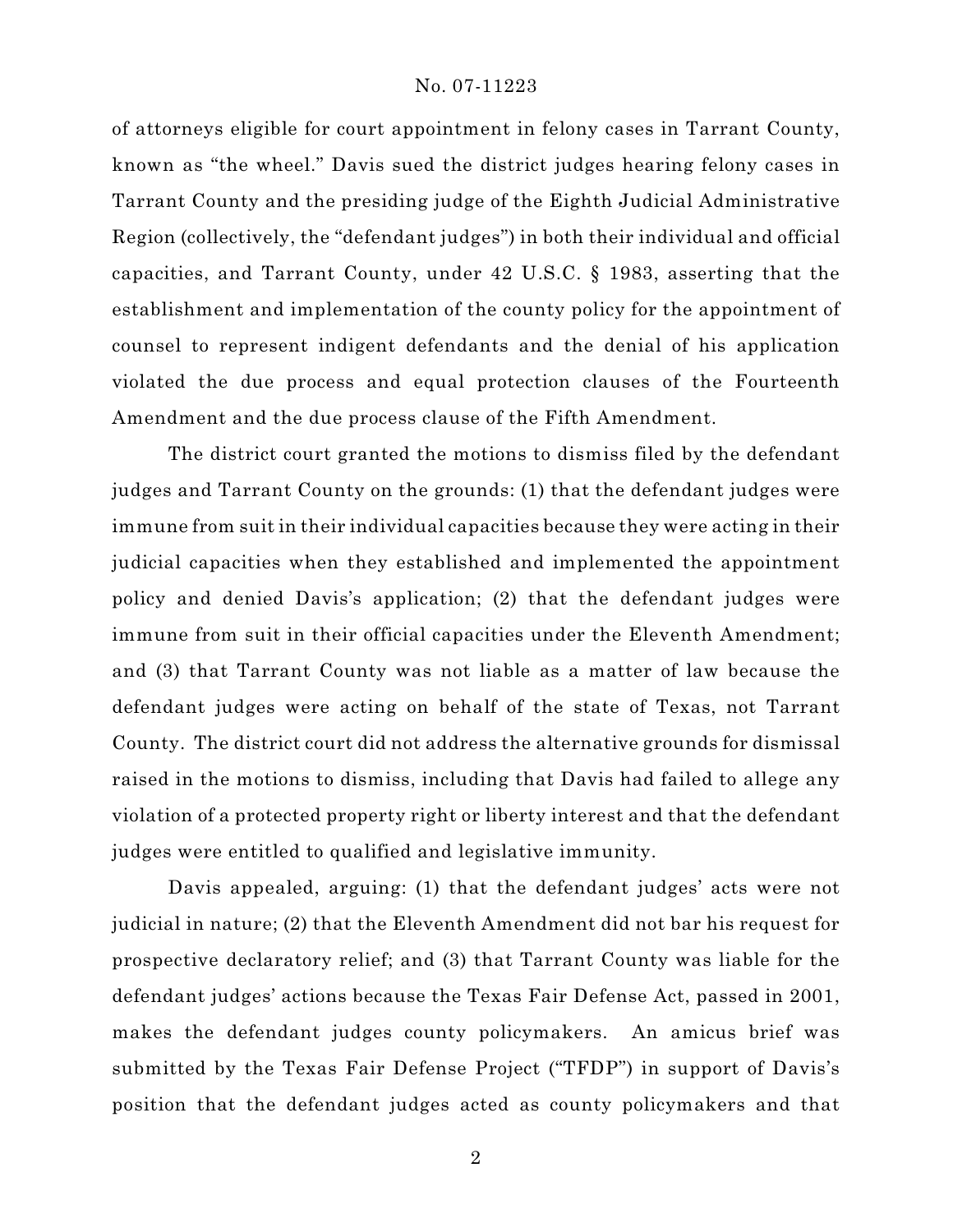of attorneys eligible for court appointment in felony cases in Tarrant County, known as "the wheel." Davis sued the district judges hearing felony cases in Tarrant County and the presiding judge of the Eighth Judicial Administrative Region (collectively, the "defendant judges") in both their individual and official capacities, and Tarrant County, under 42 U.S.C. § 1983, asserting that the establishment and implementation of the county policy for the appointment of counsel to represent indigent defendants and the denial of his application violated the due process and equal protection clauses of the Fourteenth Amendment and the due process clause of the Fifth Amendment.

The district court granted the motions to dismiss filed by the defendant judges and Tarrant County on the grounds: (1) that the defendant judges were immune from suit in their individual capacities because they were acting in their judicial capacities when they established and implemented the appointment policy and denied Davis's application; (2) that the defendant judges were immune from suit in their official capacities under the Eleventh Amendment; and (3) that Tarrant County was not liable as a matter of law because the defendant judges were acting on behalf of the state of Texas, not Tarrant County. The district court did not address the alternative grounds for dismissal raised in the motions to dismiss, including that Davis had failed to allege any violation of a protected property right or liberty interest and that the defendant judges were entitled to qualified and legislative immunity.

Davis appealed, arguing: (1) that the defendant judges' acts were not judicial in nature; (2) that the Eleventh Amendment did not bar his request for prospective declaratory relief; and (3) that Tarrant County was liable for the defendant judges' actions because the Texas Fair Defense Act, passed in 2001, makes the defendant judges county policymakers. An amicus brief was submitted by the Texas Fair Defense Project ("TFDP") in support of Davis's position that the defendant judges acted as county policymakers and that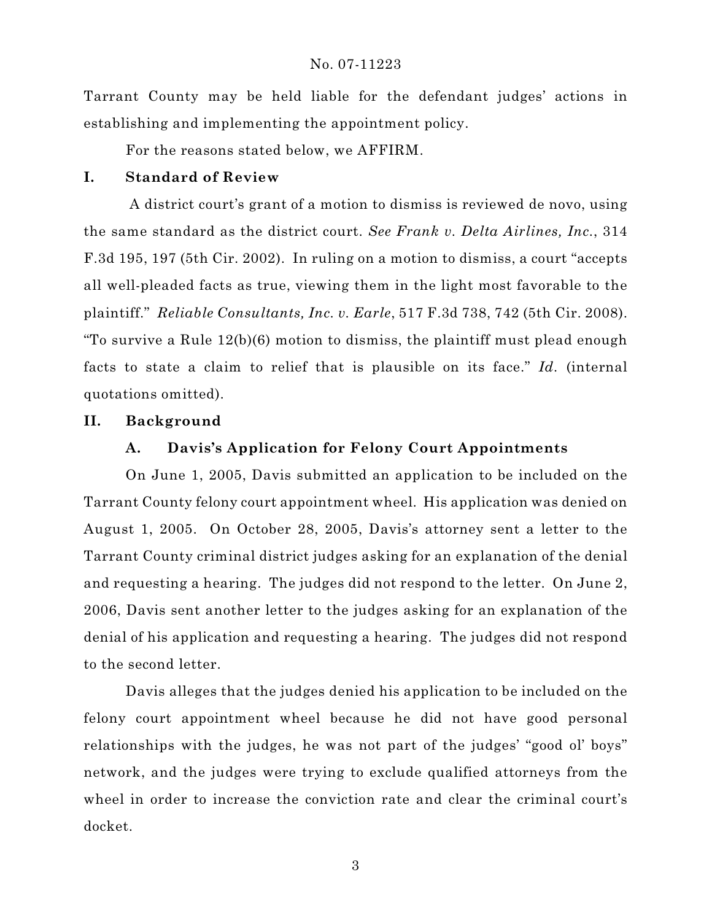Tarrant County may be held liable for the defendant judges' actions in establishing and implementing the appointment policy.

For the reasons stated below, we AFFIRM.

## I. Standard of Review

A district court's grant of a motion to dismiss is reviewed de novo, using the same standard as the district court. *See Frank v. Delta Airlines, Inc.*, 314 F.3d 195, 197 (5th Cir. 2002). In ruling on a motion to dismiss, a court "accepts all well-pleaded facts as true, viewing them in the light most favorable to the plaintiff." *Reliable Consultants, Inc. v. Earle*, 517 F.3d 738, 742 (5th Cir. 2008). "To survive a Rule 12(b)(6) motion to dismiss, the plaintiff must plead enough facts to state a claim to relief that is plausible on its face." *Id.* (internal quotations omitted).

## II. Background

### A. Davis's Application for Felony Court Appointments

On June 1, 2005, Davis submitted an application to be included on the Tarrant County felony court appointment wheel. His application was denied on August 1, 2005. On October 28, 2005, Davis's attorney sent a letter to the Tarrant County criminal district judges asking for an explanation of the denial and requesting a hearing. The judges did not respond to the letter. On June 2, 2006, Davis sent another letter to the judges asking for an explanation of the denial of his application and requesting a hearing. The judges did not respond to the second letter.

Davis alleges that the judges denied his application to be included on the felony court appointment wheel because he did not have good personal relationships with the judges, he was not part of the judges' "good ol' boys" network, and the judges were trying to exclude qualified attorneys from the wheel in order to increase the conviction rate and clear the criminal court's docket.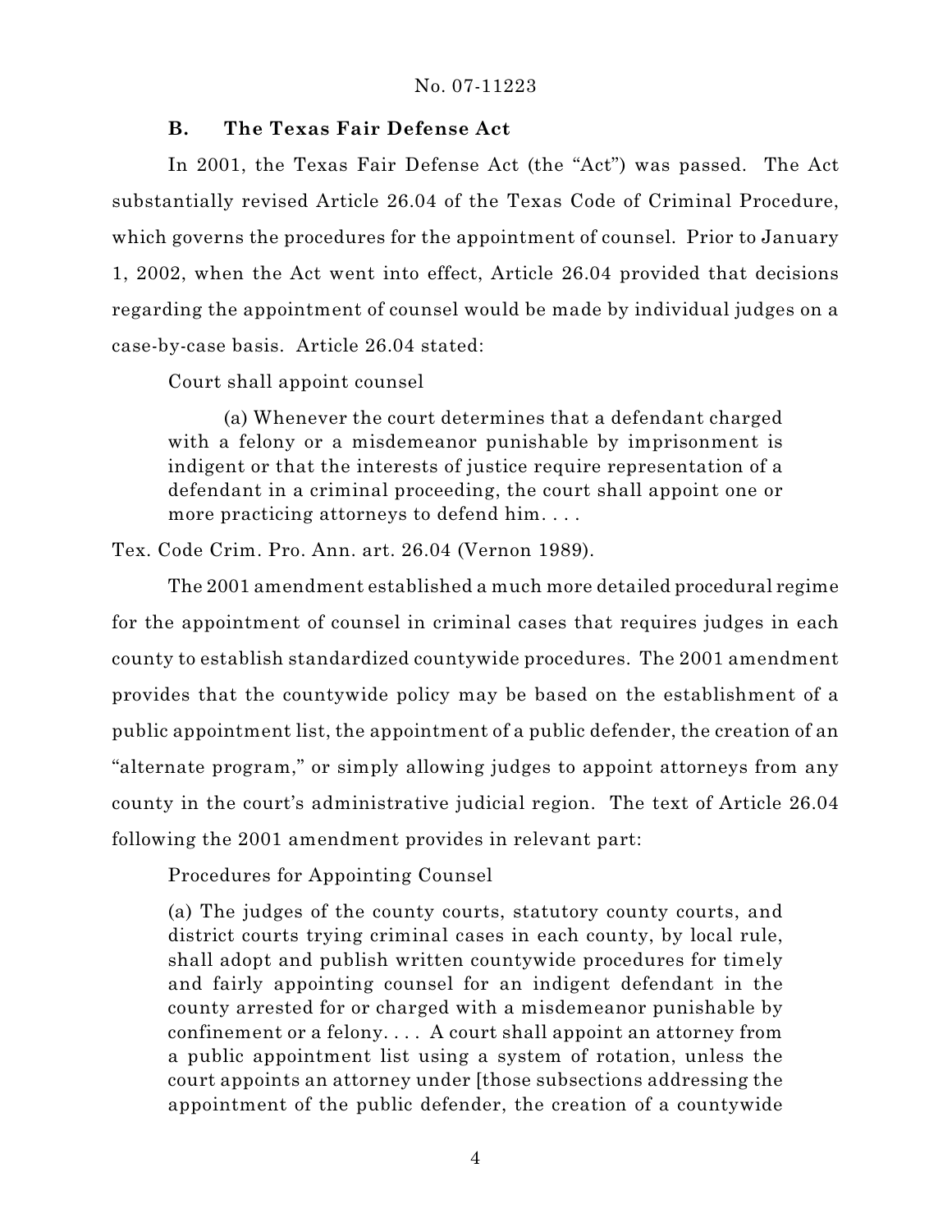### B. The Texas Fair Defense Act

In 2001, the Texas Fair Defense Act (the "Act") was passed. The Act substantially revised Article 26.04 of the Texas Code of Criminal Procedure, which governs the procedures for the appointment of counsel. Prior to January 1, 2002, when the Act went into effect, Article 26.04 provided that decisions regarding the appointment of counsel would be made by individual judges on a case-by-case basis. Article 26.04 stated:

> Court shall appoint counsel
>
> (a) Whenever the court determines that a defendant charged with a felony or a misdemeanor punishable by imprisonment is indigent or that the interests of justice require representation of a defendant in a criminal proceeding, the court shall appoint one or more practicing attorneys to defend him. . . .

Tex. Code Crim. Pro. Ann. art. 26.04 (Vernon 1989).

The 2001 amendment established a much more detailed procedural regime for the appointment of counsel in criminal cases that requires judges in each county to establish standardized countywide procedures. The 2001 amendment provides that the countywide policy may be based on the establishment of a public appointment list, the appointment of a public defender, the creation of an "alternate program," or simply allowing judges to appoint attorneys from any county in the court's administrative judicial region. The text of Article 26.04 following the 2001 amendment provides in relevant part:

> Procedures for Appointing Counsel
>
> (a) The judges of the county courts, statutory county courts, and district courts trying criminal cases in each county, by local rule, shall adopt and publish written countywide procedures for timely and fairly appointing counsel for an indigent defendant in the county arrested for or charged with a misdemeanor punishable by confinement or a felony. . . . A court shall appoint an attorney from a public appointment list using a system of rotation, unless the court appoints an attorney under [those subsections addressing the appointment of the public defender, the creation of a countywide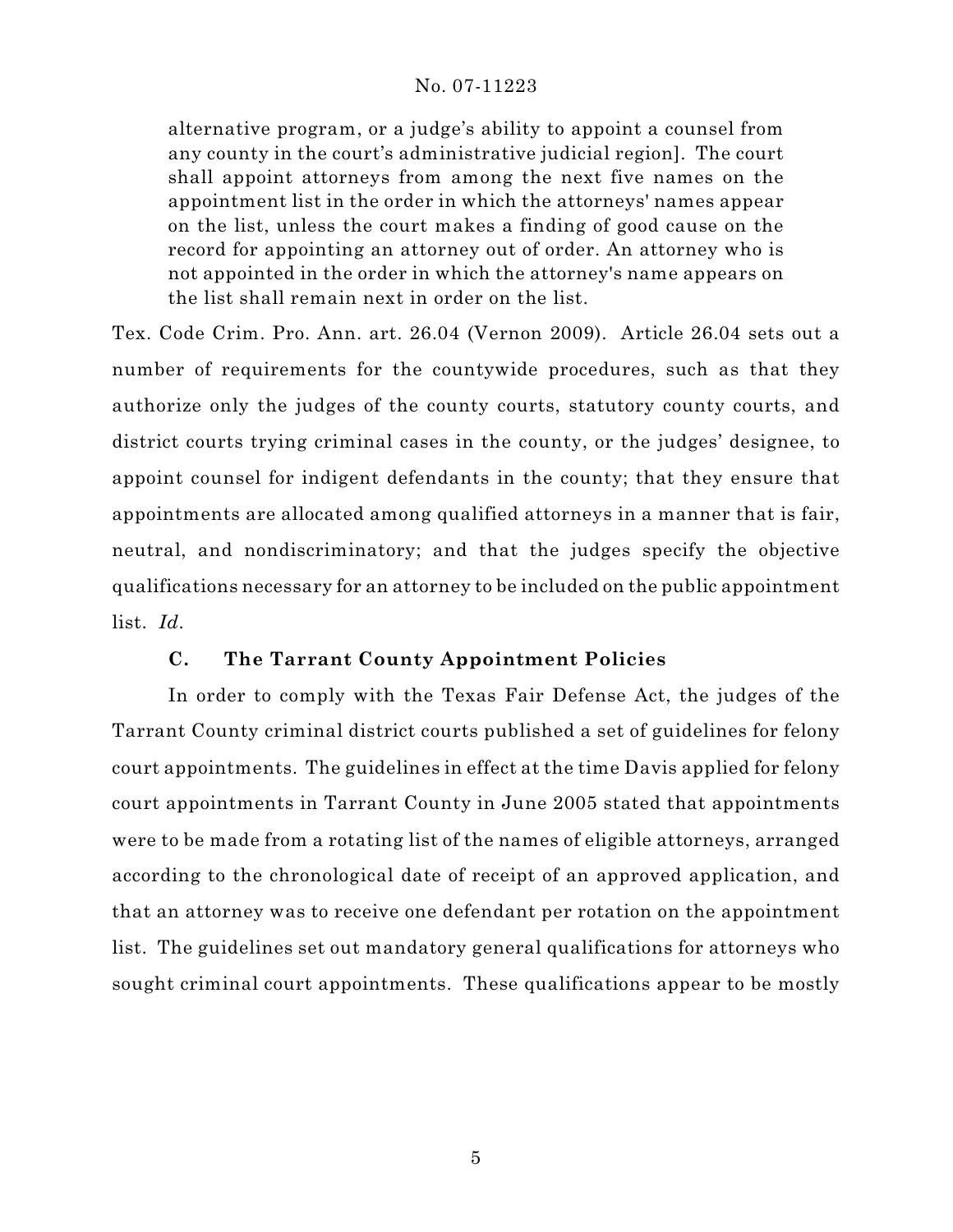alternative program, or a judge's ability to appoint a counsel from any county in the court's administrative judicial region]. The court shall appoint attorneys from among the next five names on the appointment list in the order in which the attorneys' names appear on the list, unless the court makes a finding of good cause on the record for appointing an attorney out of order. An attorney who is not appointed in the order in which the attorney's name appears on the list shall remain next in order on the list.

Tex. Code Crim. Pro. Ann. art. 26.04 (Vernon 2009). Article 26.04 sets out a number of requirements for the countywide procedures, such as that they authorize only the judges of the county courts, statutory county courts, and district courts trying criminal cases in the county, or the judges' designee, to appoint counsel for indigent defendants in the county; that they ensure that appointments are allocated among qualified attorneys in a manner that is fair, neutral, and nondiscriminatory; and that the judges specify the objective qualifications necessary for an attorney to be included on the public appointment list. *Id.*

### C. The Tarrant County Appointment Policies

In order to comply with the Texas Fair Defense Act, the judges of the Tarrant County criminal district courts published a set of guidelines for felony court appointments. The guidelines in effect at the time Davis applied for felony court appointments in Tarrant County in June 2005 stated that appointments were to be made from a rotating list of the names of eligible attorneys, arranged according to the chronological date of receipt of an approved application, and that an attorney was to receive one defendant per rotation on the appointment list. The guidelines set out mandatory general qualifications for attorneys who sought criminal court appointments. These qualifications appear to be mostly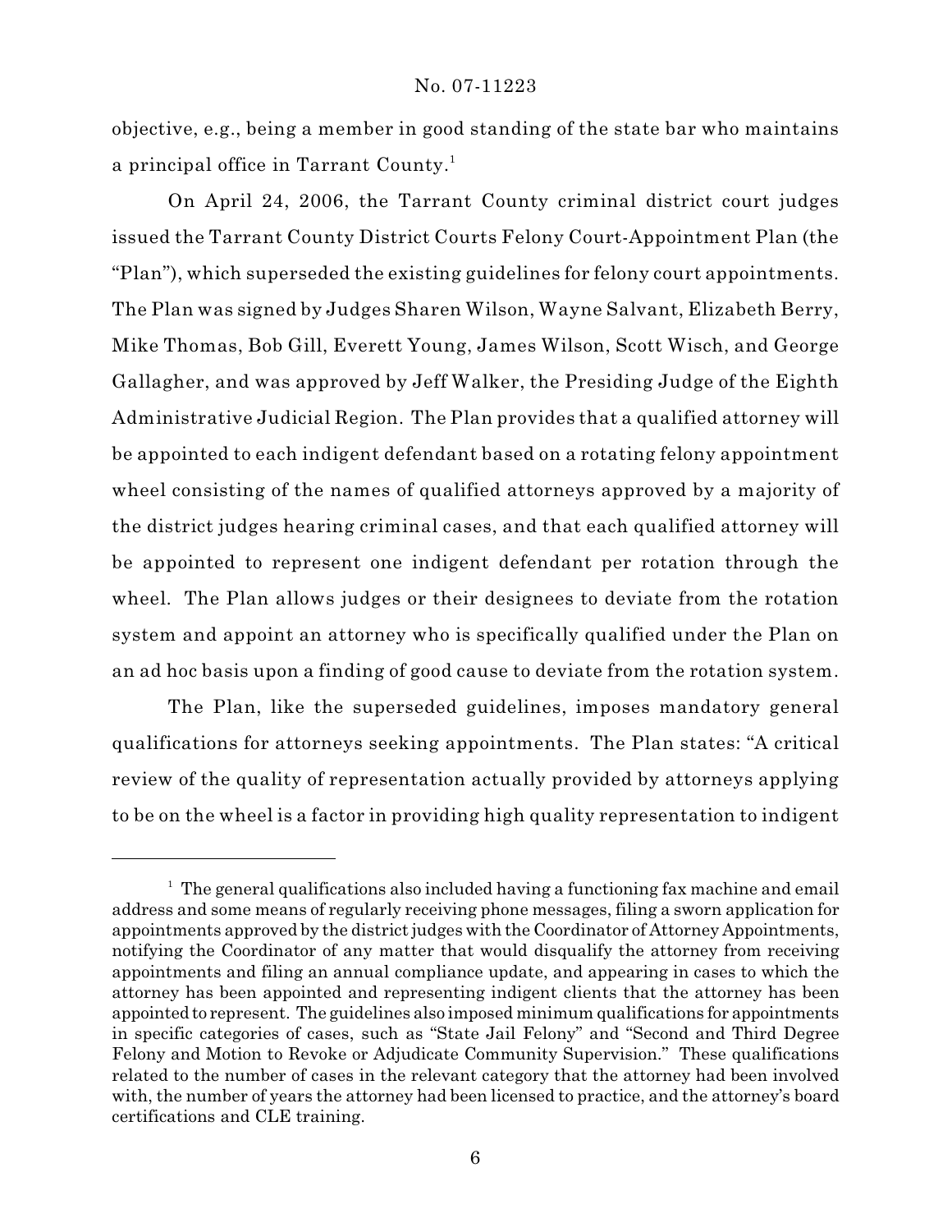objective, e.g., being a member in good standing of the state bar who maintains a principal office in Tarrant County.[1]

On April 24, 2006, the Tarrant County criminal district court judges issued the Tarrant County District Courts Felony Court-Appointment Plan (the "Plan"), which superseded the existing guidelines for felony court appointments. The Plan was signed by Judges Sharen Wilson, Wayne Salvant, Elizabeth Berry, Mike Thomas, Bob Gill, Everett Young, James Wilson, Scott Wisch, and George Gallagher, and was approved by Jeff Walker, the Presiding Judge of the Eighth Administrative Judicial Region. The Plan provides that a qualified attorney will be appointed to each indigent defendant based on a rotating felony appointment wheel consisting of the names of qualified attorneys approved by a majority of the district judges hearing criminal cases, and that each qualified attorney will be appointed to represent one indigent defendant per rotation through the wheel. The Plan allows judges or their designees to deviate from the rotation system and appoint an attorney who is specifically qualified under the Plan on an ad hoc basis upon a finding of good cause to deviate from the rotation system.

The Plan, like the superseded guidelines, imposes mandatory general qualifications for attorneys seeking appointments. The Plan states: "A critical review of the quality of representation actually provided by attorneys applying to be on the wheel is a factor in providing high quality representation to indigent

---

[1] The general qualifications also included having a functioning fax machine and email address and some means of regularly receiving phone messages, filing a sworn application for appointments approved by the district judges with the Coordinator of Attorney Appointments, notifying the Coordinator of any matter that would disqualify the attorney from receiving appointments and filing an annual compliance update, and appearing in cases to which the attorney has been appointed and representing indigent clients that the attorney has been appointed to represent. The guidelines also imposed minimum qualifications for appointments in specific categories of cases, such as "State Jail Felony" and "Second and Third Degree Felony and Motion to Revoke or Adjudicate Community Supervision." These qualifications related to the number of cases in the relevant category that the attorney had been involved with, the number of years the attorney had been licensed to practice, and the attorney's board certifications and CLE training.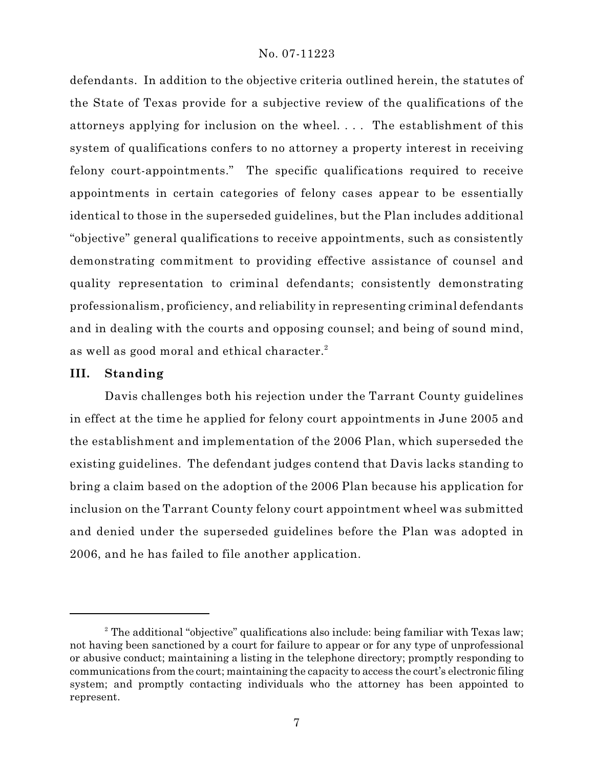defendants. In addition to the objective criteria outlined herein, the statutes of the State of Texas provide for a subjective review of the qualifications of the attorneys applying for inclusion on the wheel. . . . The establishment of this system of qualifications confers to no attorney a property interest in receiving felony court-appointments." The specific qualifications required to receive appointments in certain categories of felony cases appear to be essentially identical to those in the superseded guidelines, but the Plan includes additional "objective" general qualifications to receive appointments, such as consistently demonstrating commitment to providing effective assistance of counsel and quality representation to criminal defendants; consistently demonstrating professionalism, proficiency, and reliability in representing criminal defendants and in dealing with the courts and opposing counsel; and being of sound mind, as well as good moral and ethical character.[2]

## III. Standing

Davis challenges both his rejection under the Tarrant County guidelines in effect at the time he applied for felony court appointments in June 2005 and the establishment and implementation of the 2006 Plan, which superseded the existing guidelines. The defendant judges contend that Davis lacks standing to bring a claim based on the adoption of the 2006 Plan because his application for inclusion on the Tarrant County felony court appointment wheel was submitted and denied under the superseded guidelines before the Plan was adopted in 2006, and he has failed to file another application.

---

[2] The additional "objective" qualifications also include: being familiar with Texas law; not having been sanctioned by a court for failure to appear or for any type of unprofessional or abusive conduct; maintaining a listing in the telephone directory; promptly responding to communications from the court; maintaining the capacity to access the court's electronic filing system; and promptly contacting individuals who the attorney has been appointed to represent.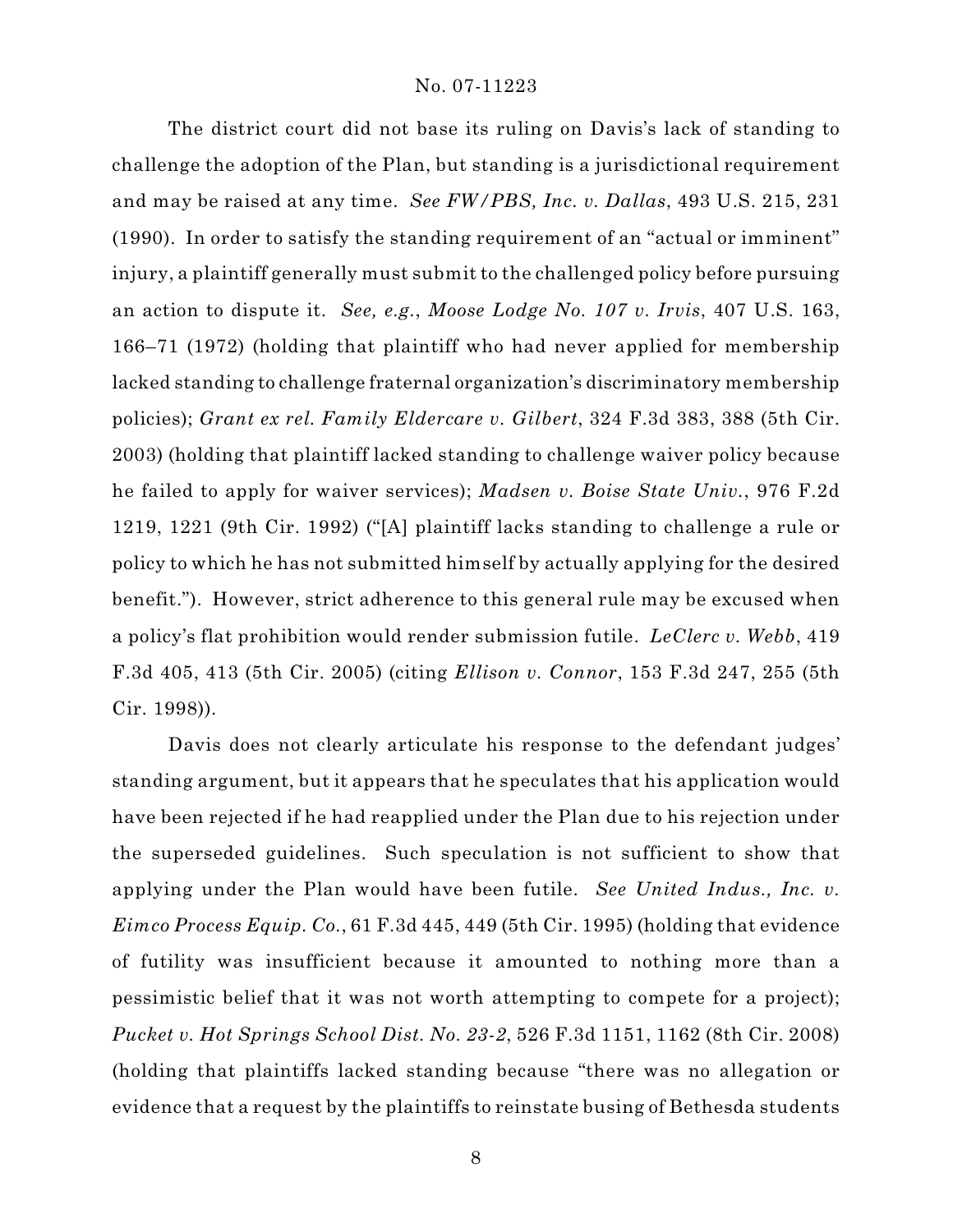The district court did not base its ruling on Davis's lack of standing to challenge the adoption of the Plan, but standing is a jurisdictional requirement and may be raised at any time. *See FW/PBS, Inc. v. Dallas*, 493 U.S. 215, 231 (1990). In order to satisfy the standing requirement of an "actual or imminent" injury, a plaintiff generally must submit to the challenged policy before pursuing an action to dispute it. *See, e.g.*, *Moose Lodge No. 107 v. Irvis*, 407 U.S. 163, 166–71 (1972) (holding that plaintiff who had never applied for membership lacked standing to challenge fraternal organization's discriminatory membership policies); *Grant ex rel. Family Eldercare v. Gilbert*, 324 F.3d 383, 388 (5th Cir. 2003) (holding that plaintiff lacked standing to challenge waiver policy because he failed to apply for waiver services); *Madsen v. Boise State Univ.*, 976 F.2d 1219, 1221 (9th Cir. 1992) ("[A] plaintiff lacks standing to challenge a rule or policy to which he has not submitted himself by actually applying for the desired benefit."). However, strict adherence to this general rule may be excused when a policy's flat prohibition would render submission futile. *LeClerc v. Webb*, 419 F.3d 405, 413 (5th Cir. 2005) (citing *Ellison v. Connor*, 153 F.3d 247, 255 (5th Cir. 1998)).

Davis does not clearly articulate his response to the defendant judges' standing argument, but it appears that he speculates that his application would have been rejected if he had reapplied under the Plan due to his rejection under the superseded guidelines. Such speculation is not sufficient to show that applying under the Plan would have been futile. *See United Indus., Inc. v. Eimco Process Equip. Co.*, 61 F.3d 445, 449 (5th Cir. 1995) (holding that evidence of futility was insufficient because it amounted to nothing more than a pessimistic belief that it was not worth attempting to compete for a project); *Pucket v. Hot Springs School Dist. No. 23-2*, 526 F.3d 1151, 1162 (8th Cir. 2008) (holding that plaintiffs lacked standing because "there was no allegation or evidence that a request by the plaintiffs to reinstate busing of Bethesda students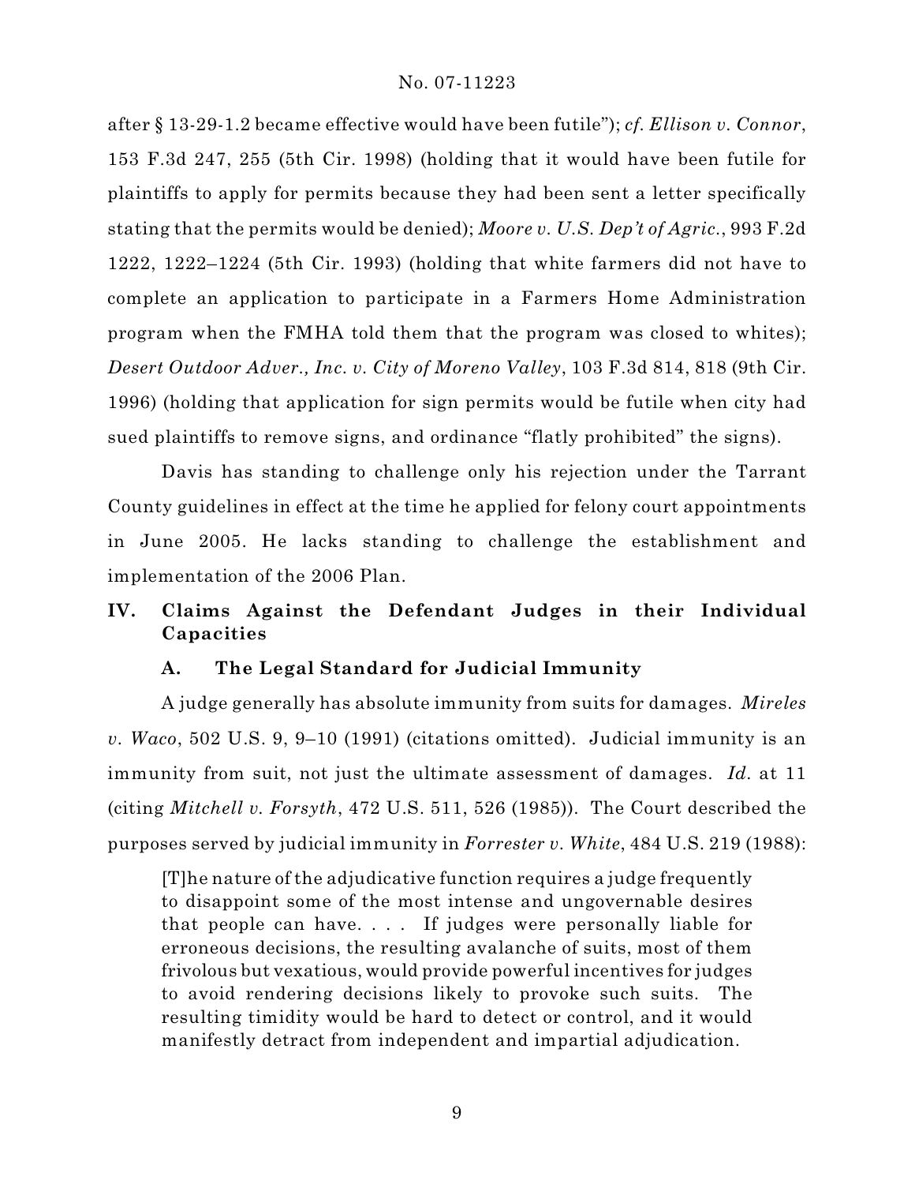after § 13-29-1.2 became effective would have been futile"); *cf. Ellison v. Connor*, 153 F.3d 247, 255 (5th Cir. 1998) (holding that it would have been futile for plaintiffs to apply for permits because they had been sent a letter specifically stating that the permits would be denied); *Moore v. U.S. Dep't of Agric.*, 993 F.2d 1222, 1222–1224 (5th Cir. 1993) (holding that white farmers did not have to complete an application to participate in a Farmers Home Administration program when the FMHA told them that the program was closed to whites); *Desert Outdoor Adver., Inc. v. City of Moreno Valley*, 103 F.3d 814, 818 (9th Cir. 1996) (holding that application for sign permits would be futile when city had sued plaintiffs to remove signs, and ordinance "flatly prohibited" the signs).

Davis has standing to challenge only his rejection under the Tarrant County guidelines in effect at the time he applied for felony court appointments in June 2005. He lacks standing to challenge the establishment and implementation of the 2006 Plan.

## IV. Claims Against the Defendant Judges in their Individual Capacities

### A. The Legal Standard for Judicial Immunity

A judge generally has absolute immunity from suits for damages. *Mireles v. Waco*, 502 U.S. 9, 9–10 (1991) (citations omitted). Judicial immunity is an immunity from suit, not just the ultimate assessment of damages. *Id.* at 11 (citing *Mitchell v. Forsyth*, 472 U.S. 511, 526 (1985)). The Court described the purposes served by judicial immunity in *Forrester v. White*, 484 U.S. 219 (1988):

> [T]he nature of the adjudicative function requires a judge frequently to disappoint some of the most intense and ungovernable desires that people can have. . . . If judges were personally liable for erroneous decisions, the resulting avalanche of suits, most of them frivolous but vexatious, would provide powerful incentives for judges to avoid rendering decisions likely to provoke such suits. The resulting timidity would be hard to detect or control, and it would manifestly detract from independent and impartial adjudication.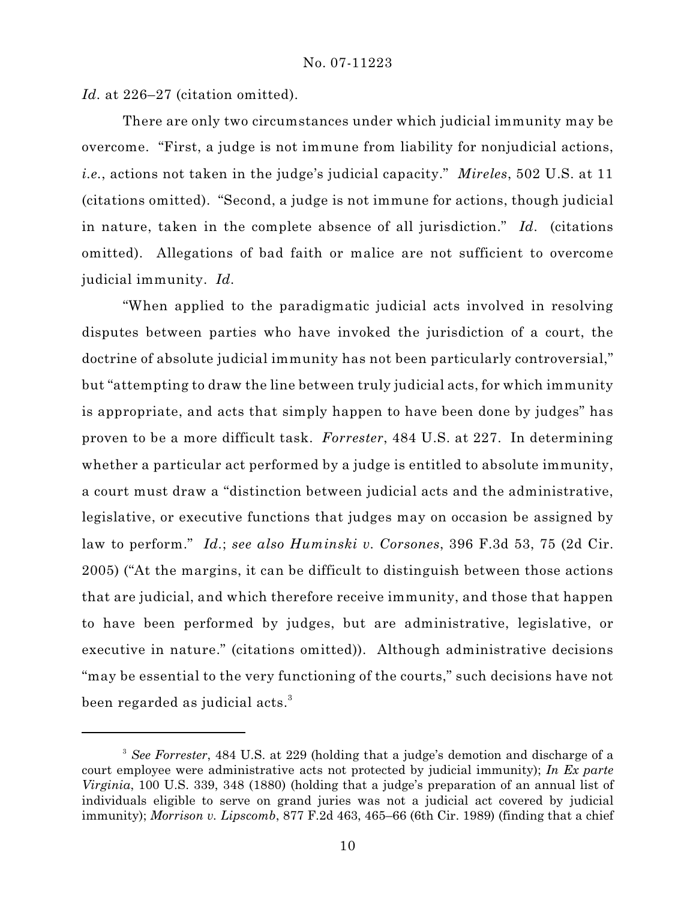*Id.* at 226–27 (citation omitted).

There are only two circumstances under which judicial immunity may be overcome. "First, a judge is not immune from liability for nonjudicial actions, *i.e.*, actions not taken in the judge's judicial capacity." *Mireles*, 502 U.S. at 11 (citations omitted). "Second, a judge is not immune for actions, though judicial in nature, taken in the complete absence of all jurisdiction." *Id.* (citations omitted). Allegations of bad faith or malice are not sufficient to overcome judicial immunity. *Id.*

"When applied to the paradigmatic judicial acts involved in resolving disputes between parties who have invoked the jurisdiction of a court, the doctrine of absolute judicial immunity has not been particularly controversial," but "attempting to draw the line between truly judicial acts, for which immunity is appropriate, and acts that simply happen to have been done by judges" has proven to be a more difficult task. *Forrester*, 484 U.S. at 227. In determining whether a particular act performed by a judge is entitled to absolute immunity, a court must draw a "distinction between judicial acts and the administrative, legislative, or executive functions that judges may on occasion be assigned by law to perform." *Id.*; *see also Huminski v. Corsones*, 396 F.3d 53, 75 (2d Cir. 2005) ("At the margins, it can be difficult to distinguish between those actions that are judicial, and which therefore receive immunity, and those that happen to have been performed by judges, but are administrative, legislative, or executive in nature." (citations omitted)). Although administrative decisions "may be essential to the very functioning of the courts," such decisions have not been regarded as judicial acts.[3]

---

[3] *See Forrester*, 484 U.S. at 229 (holding that a judge's demotion and discharge of a court employee were administrative acts not protected by judicial immunity); *In Ex parte Virginia*, 100 U.S. 339, 348 (1880) (holding that a judge's preparation of an annual list of individuals eligible to serve on grand juries was not a judicial act covered by judicial immunity); *Morrison v. Lipscomb*, 877 F.2d 463, 465–66 (6th Cir. 1989) (finding that a chief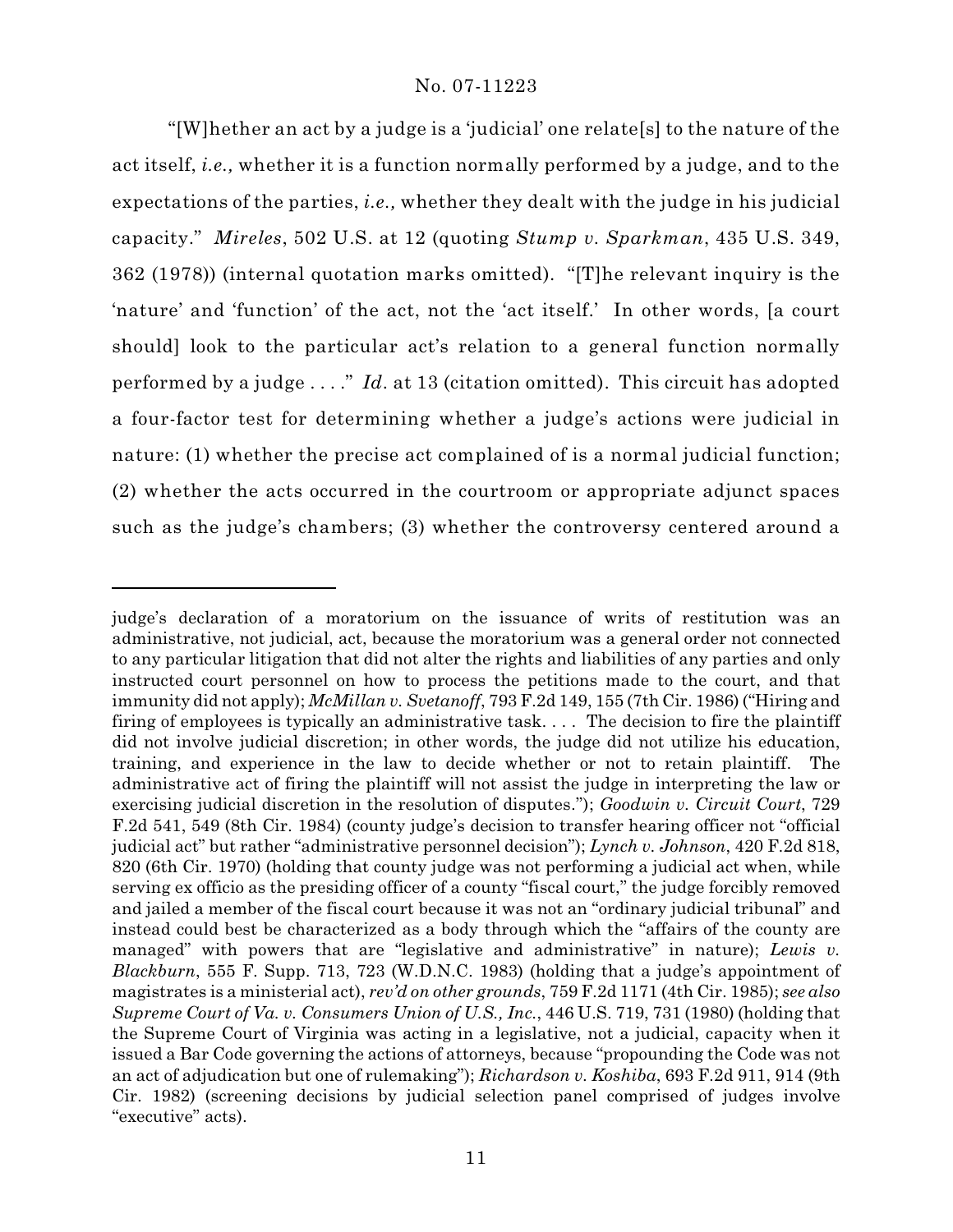"[W]hether an act by a judge is a 'judicial' one relate[s] to the nature of the act itself, *i.e.,* whether it is a function normally performed by a judge, and to the expectations of the parties, *i.e.,* whether they dealt with the judge in his judicial capacity." *Mireles*, 502 U.S. at 12 (quoting *Stump v. Sparkman*, 435 U.S. 349, 362 (1978)) (internal quotation marks omitted). "[T]he relevant inquiry is the 'nature' and 'function' of the act, not the 'act itself.' In other words, [a court should] look to the particular act's relation to a general function normally performed by a judge . . . ." *Id.* at 13 (citation omitted). This circuit has adopted a four-factor test for determining whether a judge's actions were judicial in nature: (1) whether the precise act complained of is a normal judicial function; (2) whether the acts occurred in the courtroom or appropriate adjunct spaces such as the judge's chambers; (3) whether the controversy centered around a

---

judge's declaration of a moratorium on the issuance of writs of restitution was an administrative, not judicial, act, because the moratorium was a general order not connected to any particular litigation that did not alter the rights and liabilities of any parties and only instructed court personnel on how to process the petitions made to the court, and that immunity did not apply); *McMillan v. Svetanoff*, 793 F.2d 149, 155 (7th Cir. 1986) ("Hiring and firing of employees is typically an administrative task. . . . The decision to fire the plaintiff did not involve judicial discretion; in other words, the judge did not utilize his education, training, and experience in the law to decide whether or not to retain plaintiff. The administrative act of firing the plaintiff will not assist the judge in interpreting the law or exercising judicial discretion in the resolution of disputes."); *Goodwin v. Circuit Court*, 729 F.2d 541, 549 (8th Cir. 1984) (county judge's decision to transfer hearing officer not "official judicial act" but rather "administrative personnel decision"); *Lynch v. Johnson*, 420 F.2d 818, 820 (6th Cir. 1970) (holding that county judge was not performing a judicial act when, while serving ex officio as the presiding officer of a county "fiscal court," the judge forcibly removed and jailed a member of the fiscal court because it was not an "ordinary judicial tribunal" and instead could best be characterized as a body through which the "affairs of the county are managed" with powers that are "legislative and administrative" in nature); *Lewis v. Blackburn*, 555 F. Supp. 713, 723 (W.D.N.C. 1983) (holding that a judge's appointment of magistrates is a ministerial act), *rev'd on other grounds*, 759 F.2d 1171 (4th Cir. 1985); *see also Supreme Court of Va. v. Consumers Union of U.S., Inc.*, 446 U.S. 719, 731 (1980) (holding that the Supreme Court of Virginia was acting in a legislative, not a judicial, capacity when it issued a Bar Code governing the actions of attorneys, because "propounding the Code was not an act of adjudication but one of rulemaking"); *Richardson v. Koshiba*, 693 F.2d 911, 914 (9th Cir. 1982) (screening decisions by judicial selection panel comprised of judges involve "executive" acts).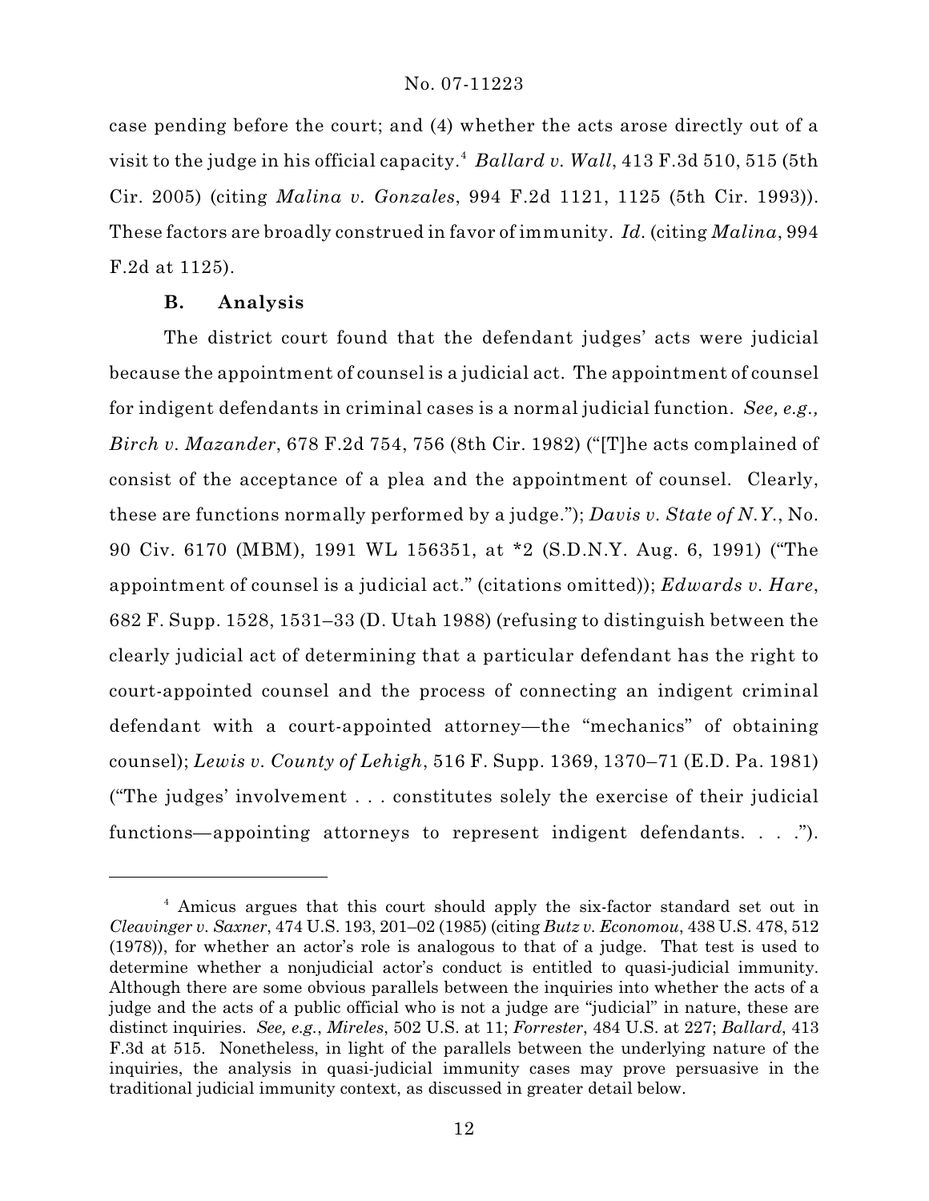case pending before the court; and (4) whether the acts arose directly out of a visit to the judge in his official capacity.[4] *Ballard v. Wall*, 413 F.3d 510, 515 (5th Cir. 2005) (citing *Malina v. Gonzales*, 994 F.2d 1121, 1125 (5th Cir. 1993)). These factors are broadly construed in favor of immunity. *Id.* (citing *Malina*, 994 F.2d at 1125).

### B. Analysis

The district court found that the defendant judges' acts were judicial because the appointment of counsel is a judicial act. The appointment of counsel for indigent defendants in criminal cases is a normal judicial function. *See, e.g., Birch v. Mazander*, 678 F.2d 754, 756 (8th Cir. 1982) ("[T]he acts complained of consist of the acceptance of a plea and the appointment of counsel. Clearly, these are functions normally performed by a judge."); *Davis v. State of N.Y.*, No. 90 Civ. 6170 (MBM), 1991 WL 156351, at *2 (S.D.N.Y. Aug. 6, 1991) ("The appointment of counsel is a judicial act." (citations omitted)); *Edwards v. Hare*, 682 F. Supp. 1528, 1531–33 (D. Utah 1988) (refusing to distinguish between the clearly judicial act of determining that a particular defendant has the right to court-appointed counsel and the process of connecting an indigent criminal defendant with a court-appointed attorney—the "mechanics" of obtaining counsel); *Lewis v. County of Lehigh*, 516 F. Supp. 1369, 1370–71 (E.D. Pa. 1981) ("The judges' involvement . . . constitutes solely the exercise of their judicial functions—appointing attorneys to represent indigent defendants. . . .").

---

[4] Amicus argues that this court should apply the six-factor standard set out in *Cleavinger v. Saxner*, 474 U.S. 193, 201–02 (1985) (citing *Butz v. Economou*, 438 U.S. 478, 512 (1978)), for whether an actor's role is analogous to that of a judge. That test is used to determine whether a nonjudicial actor's conduct is entitled to quasi-judicial immunity. Although there are some obvious parallels between the inquiries into whether the acts of a judge and the acts of a public official who is not a judge are "judicial" in nature, these are distinct inquiries. *See, e.g.*, *Mireles*, 502 U.S. at 11; *Forrester*, 484 U.S. at 227; *Ballard*, 413 F.3d at 515. Nonetheless, in light of the parallels between the underlying nature of the inquiries, the analysis in quasi-judicial immunity cases may prove persuasive in the traditional judicial immunity context, as discussed in greater detail below.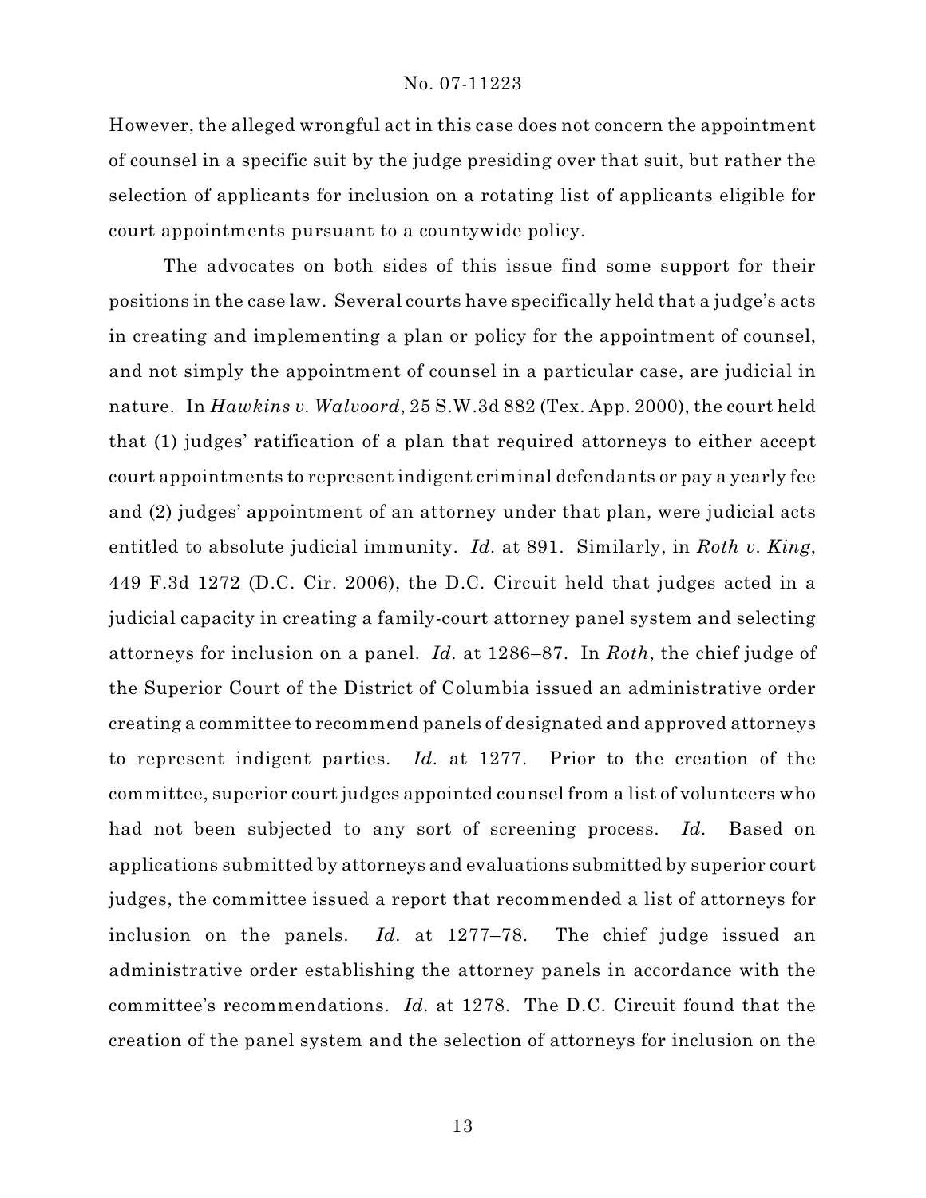However, the alleged wrongful act in this case does not concern the appointment of counsel in a specific suit by the judge presiding over that suit, but rather the selection of applicants for inclusion on a rotating list of applicants eligible for court appointments pursuant to a countywide policy.

The advocates on both sides of this issue find some support for their positions in the case law. Several courts have specifically held that a judge's acts in creating and implementing a plan or policy for the appointment of counsel, and not simply the appointment of counsel in a particular case, are judicial in nature. In *Hawkins v. Walvoord*, 25 S.W.3d 882 (Tex. App. 2000), the court held that (1) judges' ratification of a plan that required attorneys to either accept court appointments to represent indigent criminal defendants or pay a yearly fee and (2) judges' appointment of an attorney under that plan, were judicial acts entitled to absolute judicial immunity. *Id.* at 891. Similarly, in *Roth v. King*, 449 F.3d 1272 (D.C. Cir. 2006), the D.C. Circuit held that judges acted in a judicial capacity in creating a family-court attorney panel system and selecting attorneys for inclusion on a panel. *Id.* at 1286–87. In *Roth*, the chief judge of the Superior Court of the District of Columbia issued an administrative order creating a committee to recommend panels of designated and approved attorneys to represent indigent parties. *Id.* at 1277. Prior to the creation of the committee, superior court judges appointed counsel from a list of volunteers who had not been subjected to any sort of screening process. *Id.* Based on applications submitted by attorneys and evaluations submitted by superior court judges, the committee issued a report that recommended a list of attorneys for inclusion on the panels. *Id.* at 1277–78. The chief judge issued an administrative order establishing the attorney panels in accordance with the committee's recommendations. *Id.* at 1278. The D.C. Circuit found that the creation of the panel system and the selection of attorneys for inclusion on the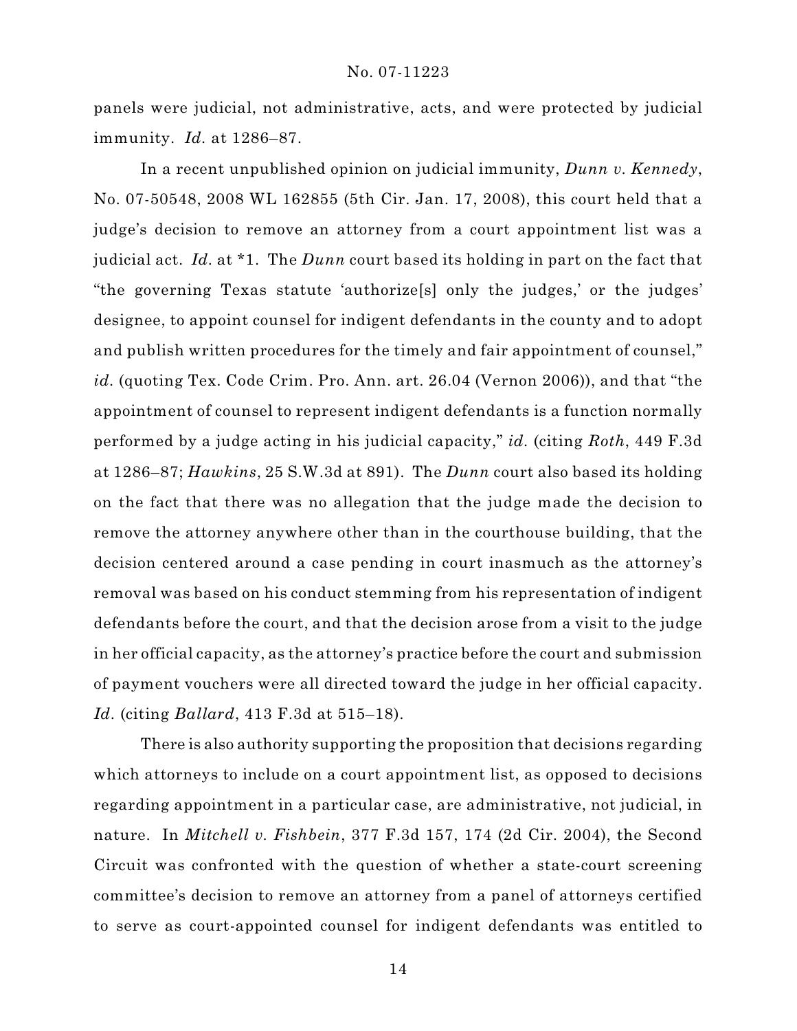panels were judicial, not administrative, acts, and were protected by judicial immunity. *Id.* at 1286–87.

In a recent unpublished opinion on judicial immunity, *Dunn v. Kennedy*, No. 07-50548, 2008 WL 162855 (5th Cir. Jan. 17, 2008), this court held that a judge's decision to remove an attorney from a court appointment list was a judicial act. *Id.* at *1. The *Dunn* court based its holding in part on the fact that "the governing Texas statute 'authorize[s] only the judges,' or the judges' designee, to appoint counsel for indigent defendants in the county and to adopt and publish written procedures for the timely and fair appointment of counsel," *id.* (quoting Tex. Code Crim. Pro. Ann. art. 26.04 (Vernon 2006)), and that "the appointment of counsel to represent indigent defendants is a function normally performed by a judge acting in his judicial capacity," *id.* (citing *Roth*, 449 F.3d at 1286–87; *Hawkins*, 25 S.W.3d at 891). The *Dunn* court also based its holding on the fact that there was no allegation that the judge made the decision to remove the attorney anywhere other than in the courthouse building, that the decision centered around a case pending in court inasmuch as the attorney's removal was based on his conduct stemming from his representation of indigent defendants before the court, and that the decision arose from a visit to the judge in her official capacity, as the attorney's practice before the court and submission of payment vouchers were all directed toward the judge in her official capacity. *Id.* (citing *Ballard*, 413 F.3d at 515–18).

There is also authority supporting the proposition that decisions regarding which attorneys to include on a court appointment list, as opposed to decisions regarding appointment in a particular case, are administrative, not judicial, in nature. In *Mitchell v. Fishbein*, 377 F.3d 157, 174 (2d Cir. 2004), the Second Circuit was confronted with the question of whether a state-court screening committee's decision to remove an attorney from a panel of attorneys certified to serve as court-appointed counsel for indigent defendants was entitled to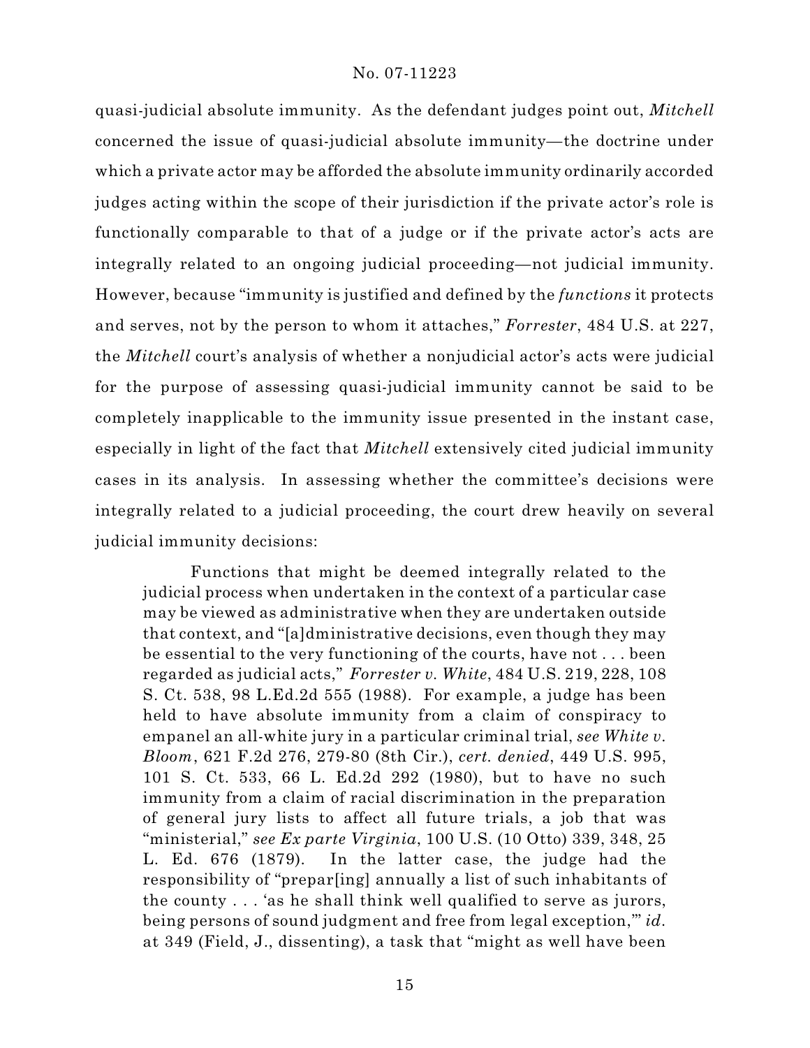quasi-judicial absolute immunity. As the defendant judges point out, *Mitchell* concerned the issue of quasi-judicial absolute immunity—the doctrine under which a private actor may be afforded the absolute immunity ordinarily accorded judges acting within the scope of their jurisdiction if the private actor's role is functionally comparable to that of a judge or if the private actor's acts are integrally related to an ongoing judicial proceeding—not judicial immunity. However, because "immunity is justified and defined by the *functions* it protects and serves, not by the person to whom it attaches," *Forrester*, 484 U.S. at 227, the *Mitchell* court's analysis of whether a nonjudicial actor's acts were judicial for the purpose of assessing quasi-judicial immunity cannot be said to be completely inapplicable to the immunity issue presented in the instant case, especially in light of the fact that *Mitchell* extensively cited judicial immunity cases in its analysis. In assessing whether the committee's decisions were integrally related to a judicial proceeding, the court drew heavily on several judicial immunity decisions:

> Functions that might be deemed integrally related to the judicial process when undertaken in the context of a particular case may be viewed as administrative when they are undertaken outside that context, and "[a]dministrative decisions, even though they may be essential to the very functioning of the courts, have not . . . been regarded as judicial acts," *Forrester v. White*, 484 U.S. 219, 228, 108 S. Ct. 538, 98 L.Ed.2d 555 (1988). For example, a judge has been held to have absolute immunity from a claim of conspiracy to empanel an all-white jury in a particular criminal trial, *see White v. Bloom*, 621 F.2d 276, 279-80 (8th Cir.), *cert. denied*, 449 U.S. 995, 101 S. Ct. 533, 66 L. Ed.2d 292 (1980), but to have no such immunity from a claim of racial discrimination in the preparation of general jury lists to affect all future trials, a job that was "ministerial," *see Ex parte Virginia*, 100 U.S. (10 Otto) 339, 348, 25 L. Ed. 676 (1879). In the latter case, the judge had the responsibility of "prepar[ing] annually a list of such inhabitants of the county . . . 'as he shall think well qualified to serve as jurors, being persons of sound judgment and free from legal exception,'" *id.* at 349 (Field, J., dissenting), a task that "might as well have been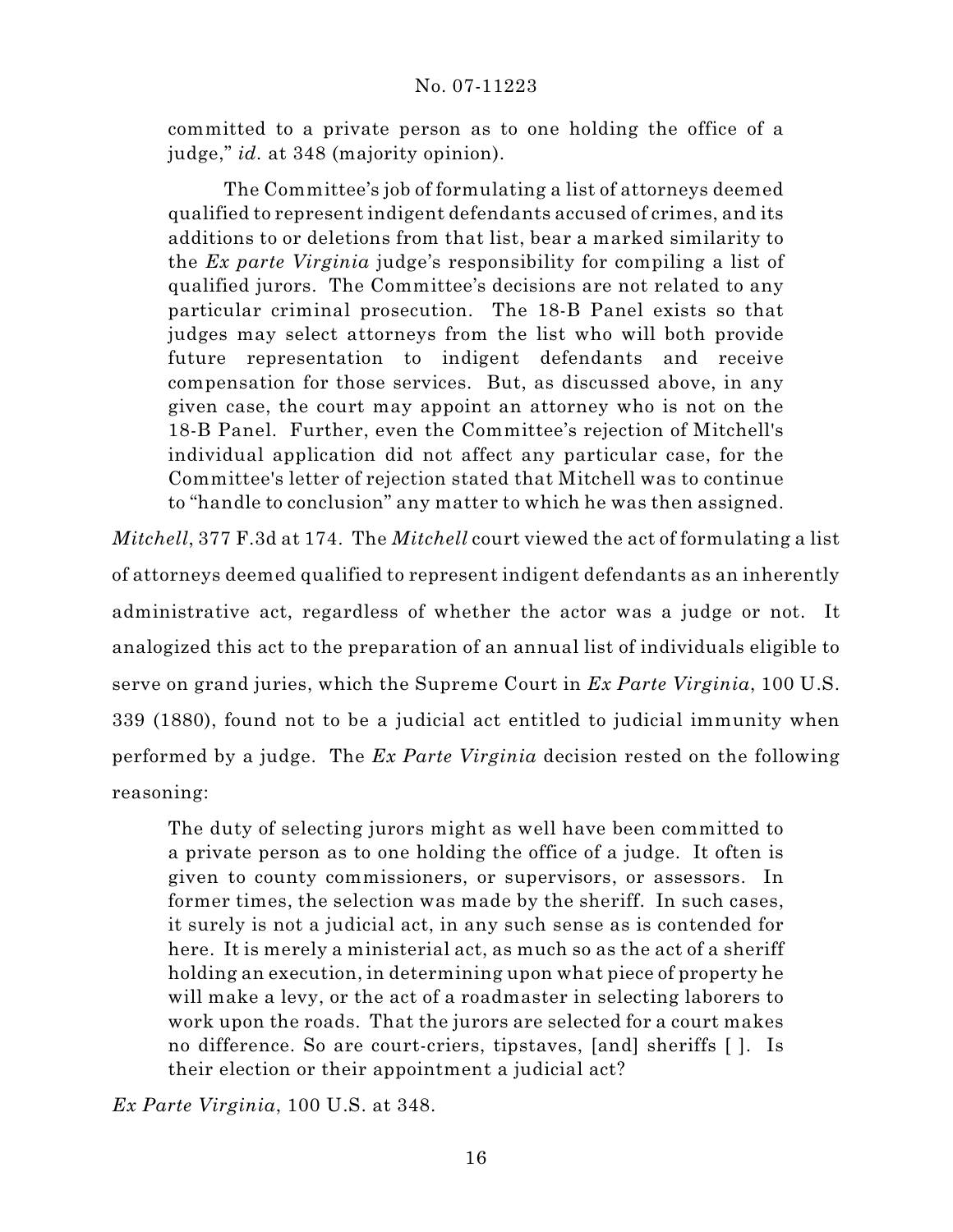committed to a private person as to one holding the office of a judge," *id.* at 348 (majority opinion).

> The Committee's job of formulating a list of attorneys deemed qualified to represent indigent defendants accused of crimes, and its additions to or deletions from that list, bear a marked similarity to the *Ex parte Virginia* judge's responsibility for compiling a list of qualified jurors. The Committee's decisions are not related to any particular criminal prosecution. The 18-B Panel exists so that judges may select attorneys from the list who will both provide future representation to indigent defendants and receive compensation for those services. But, as discussed above, in any given case, the court may appoint an attorney who is not on the 18-B Panel. Further, even the Committee's rejection of Mitchell's individual application did not affect any particular case, for the Committee's letter of rejection stated that Mitchell was to continue to "handle to conclusion" any matter to which he was then assigned.

*Mitchell*, 377 F.3d at 174. The *Mitchell* court viewed the act of formulating a list of attorneys deemed qualified to represent indigent defendants as an inherently administrative act, regardless of whether the actor was a judge or not. It analogized this act to the preparation of an annual list of individuals eligible to serve on grand juries, which the Supreme Court in *Ex Parte Virginia*, 100 U.S. 339 (1880), found not to be a judicial act entitled to judicial immunity when performed by a judge. The *Ex Parte Virginia* decision rested on the following reasoning:

> The duty of selecting jurors might as well have been committed to a private person as to one holding the office of a judge. It often is given to county commissioners, or supervisors, or assessors. In former times, the selection was made by the sheriff. In such cases, it surely is not a judicial act, in any such sense as is contended for here. It is merely a ministerial act, as much so as the act of a sheriff holding an execution, in determining upon what piece of property he will make a levy, or the act of a roadmaster in selecting laborers to work upon the roads. That the jurors are selected for a court makes no difference. So are court-criers, tipstaves, [and] sheriffs [ ]. Is their election or their appointment a judicial act?

*Ex Parte Virginia*, 100 U.S. at 348.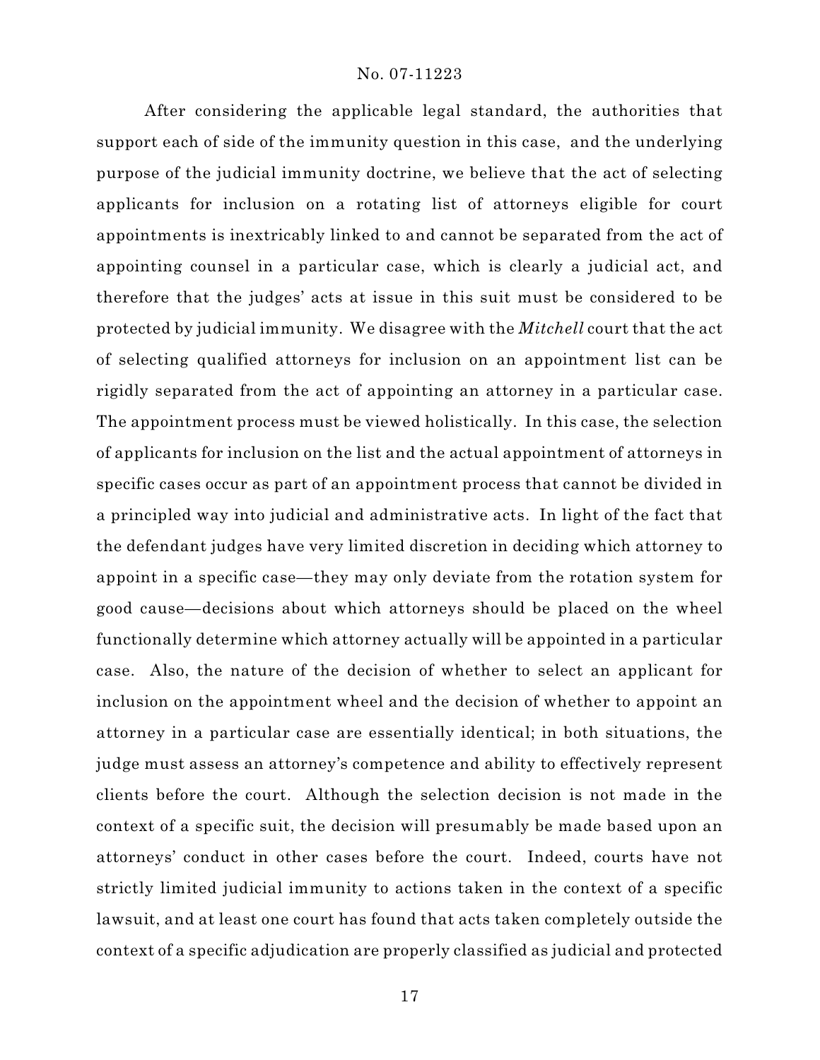After considering the applicable legal standard, the authorities that support each of side of the immunity question in this case, and the underlying purpose of the judicial immunity doctrine, we believe that the act of selecting applicants for inclusion on a rotating list of attorneys eligible for court appointments is inextricably linked to and cannot be separated from the act of appointing counsel in a particular case, which is clearly a judicial act, and therefore that the judges' acts at issue in this suit must be considered to be protected by judicial immunity. We disagree with the *Mitchell* court that the act of selecting qualified attorneys for inclusion on an appointment list can be rigidly separated from the act of appointing an attorney in a particular case. The appointment process must be viewed holistically. In this case, the selection of applicants for inclusion on the list and the actual appointment of attorneys in specific cases occur as part of an appointment process that cannot be divided in a principled way into judicial and administrative acts. In light of the fact that the defendant judges have very limited discretion in deciding which attorney to appoint in a specific case—they may only deviate from the rotation system for good cause—decisions about which attorneys should be placed on the wheel functionally determine which attorney actually will be appointed in a particular case. Also, the nature of the decision of whether to select an applicant for inclusion on the appointment wheel and the decision of whether to appoint an attorney in a particular case are essentially identical; in both situations, the judge must assess an attorney's competence and ability to effectively represent clients before the court. Although the selection decision is not made in the context of a specific suit, the decision will presumably be made based upon an attorneys' conduct in other cases before the court. Indeed, courts have not strictly limited judicial immunity to actions taken in the context of a specific lawsuit, and at least one court has found that acts taken completely outside the context of a specific adjudication are properly classified as judicial and protected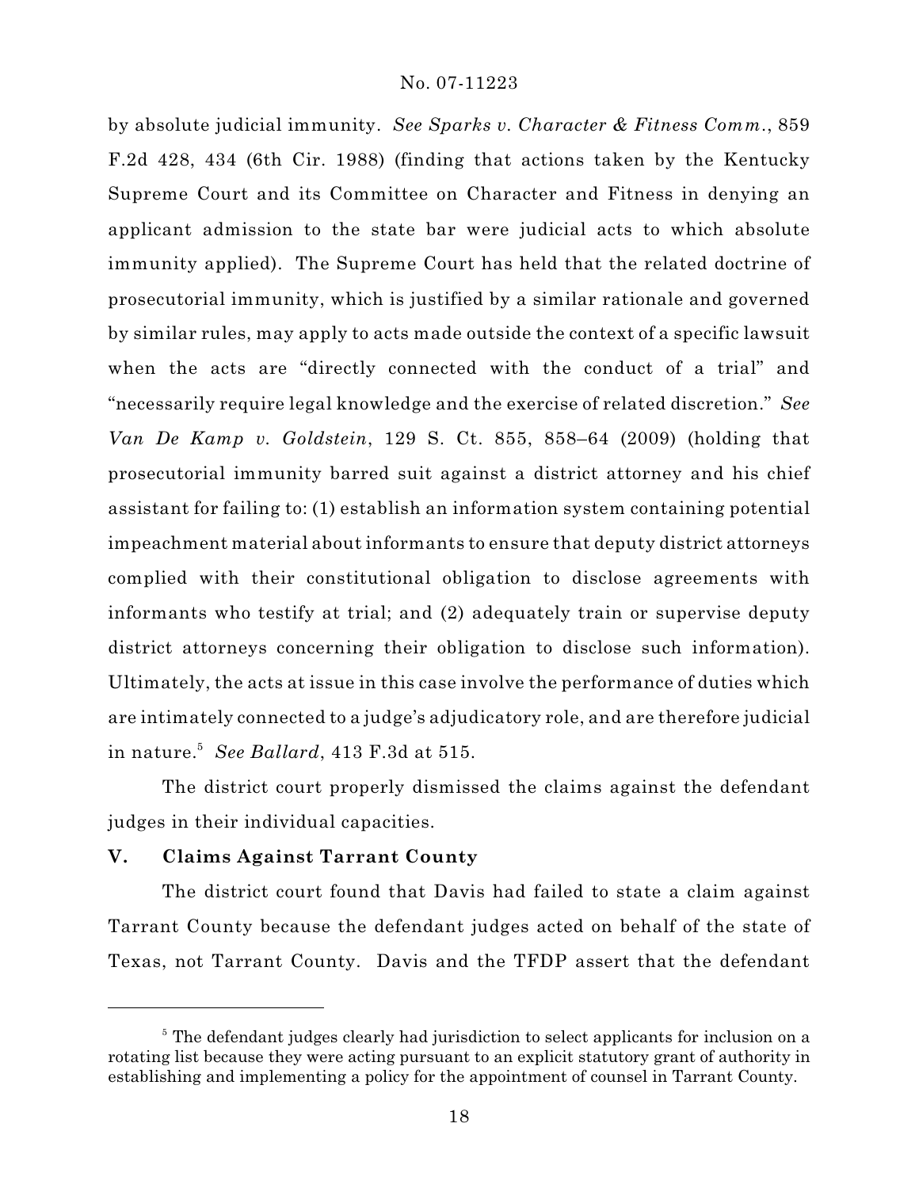by absolute judicial immunity. *See Sparks v. Character & Fitness Comm.*, 859 F.2d 428, 434 (6th Cir. 1988) (finding that actions taken by the Kentucky Supreme Court and its Committee on Character and Fitness in denying an applicant admission to the state bar were judicial acts to which absolute immunity applied). The Supreme Court has held that the related doctrine of prosecutorial immunity, which is justified by a similar rationale and governed by similar rules, may apply to acts made outside the context of a specific lawsuit when the acts are "directly connected with the conduct of a trial" and "necessarily require legal knowledge and the exercise of related discretion." *See Van De Kamp v. Goldstein*, 129 S. Ct. 855, 858–64 (2009) (holding that prosecutorial immunity barred suit against a district attorney and his chief assistant for failing to: (1) establish an information system containing potential impeachment material about informants to ensure that deputy district attorneys complied with their constitutional obligation to disclose agreements with informants who testify at trial; and (2) adequately train or supervise deputy district attorneys concerning their obligation to disclose such information). Ultimately, the acts at issue in this case involve the performance of duties which are intimately connected to a judge's adjudicatory role, and are therefore judicial in nature.[5] *See Ballard*, 413 F.3d at 515.

The district court properly dismissed the claims against the defendant judges in their individual capacities.

## V. Claims Against Tarrant County

The district court found that Davis had failed to state a claim against Tarrant County because the defendant judges acted on behalf of the state of Texas, not Tarrant County. Davis and the TFDP assert that the defendant

[5] The defendant judges clearly had jurisdiction to select applicants for inclusion on a rotating list because they were acting pursuant to an explicit statutory grant of authority in establishing and implementing a policy for the appointment of counsel in Tarrant County.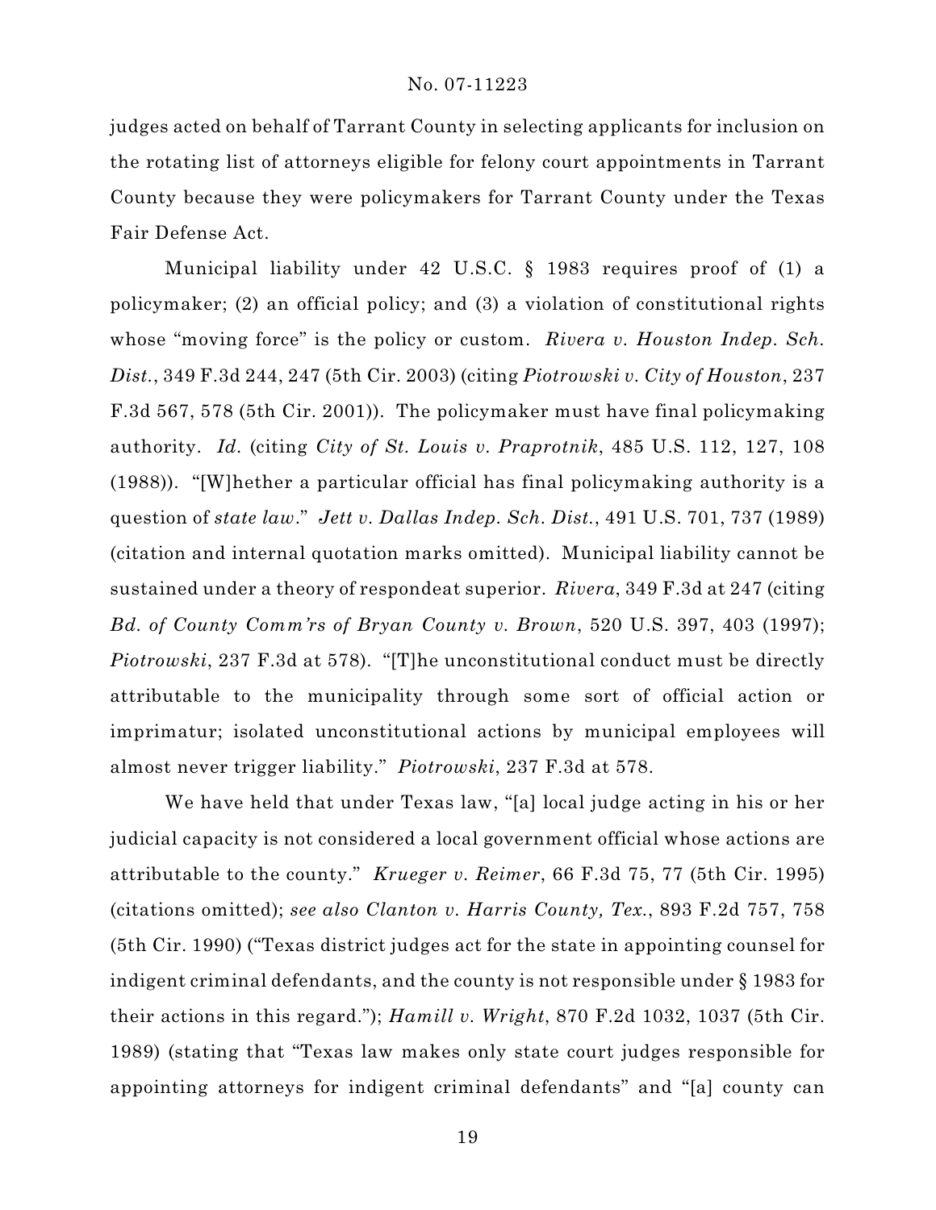judges acted on behalf of Tarrant County in selecting applicants for inclusion on the rotating list of attorneys eligible for felony court appointments in Tarrant County because they were policymakers for Tarrant County under the Texas Fair Defense Act.

Municipal liability under 42 U.S.C. § 1983 requires proof of (1) a policymaker; (2) an official policy; and (3) a violation of constitutional rights whose "moving force" is the policy or custom. *Rivera v. Houston Indep. Sch. Dist.*, 349 F.3d 244, 247 (5th Cir. 2003) (citing *Piotrowski v. City of Houston*, 237 F.3d 567, 578 (5th Cir. 2001)). The policymaker must have final policymaking authority. *Id.* (citing *City of St. Louis v. Praprotnik*, 485 U.S. 112, 127, 108 (1988)). "[W]hether a particular official has final policymaking authority is a question of *state law*." *Jett v. Dallas Indep. Sch. Dist.*, 491 U.S. 701, 737 (1989) (citation and internal quotation marks omitted). Municipal liability cannot be sustained under a theory of respondeat superior. *Rivera*, 349 F.3d at 247 (citing *Bd. of County Comm'rs of Bryan County v. Brown*, 520 U.S. 397, 403 (1997); *Piotrowski*, 237 F.3d at 578). "[T]he unconstitutional conduct must be directly attributable to the municipality through some sort of official action or imprimatur; isolated unconstitutional actions by municipal employees will almost never trigger liability." *Piotrowski*, 237 F.3d at 578.

We have held that under Texas law, "[a] local judge acting in his or her judicial capacity is not considered a local government official whose actions are attributable to the county." *Krueger v. Reimer*, 66 F.3d 75, 77 (5th Cir. 1995) (citations omitted); *see also Clanton v. Harris County, Tex.*, 893 F.2d 757, 758 (5th Cir. 1990) ("Texas district judges act for the state in appointing counsel for indigent criminal defendants, and the county is not responsible under § 1983 for their actions in this regard."); *Hamill v. Wright*, 870 F.2d 1032, 1037 (5th Cir. 1989) (stating that "Texas law makes only state court judges responsible for appointing attorneys for indigent criminal defendants" and "[a] county can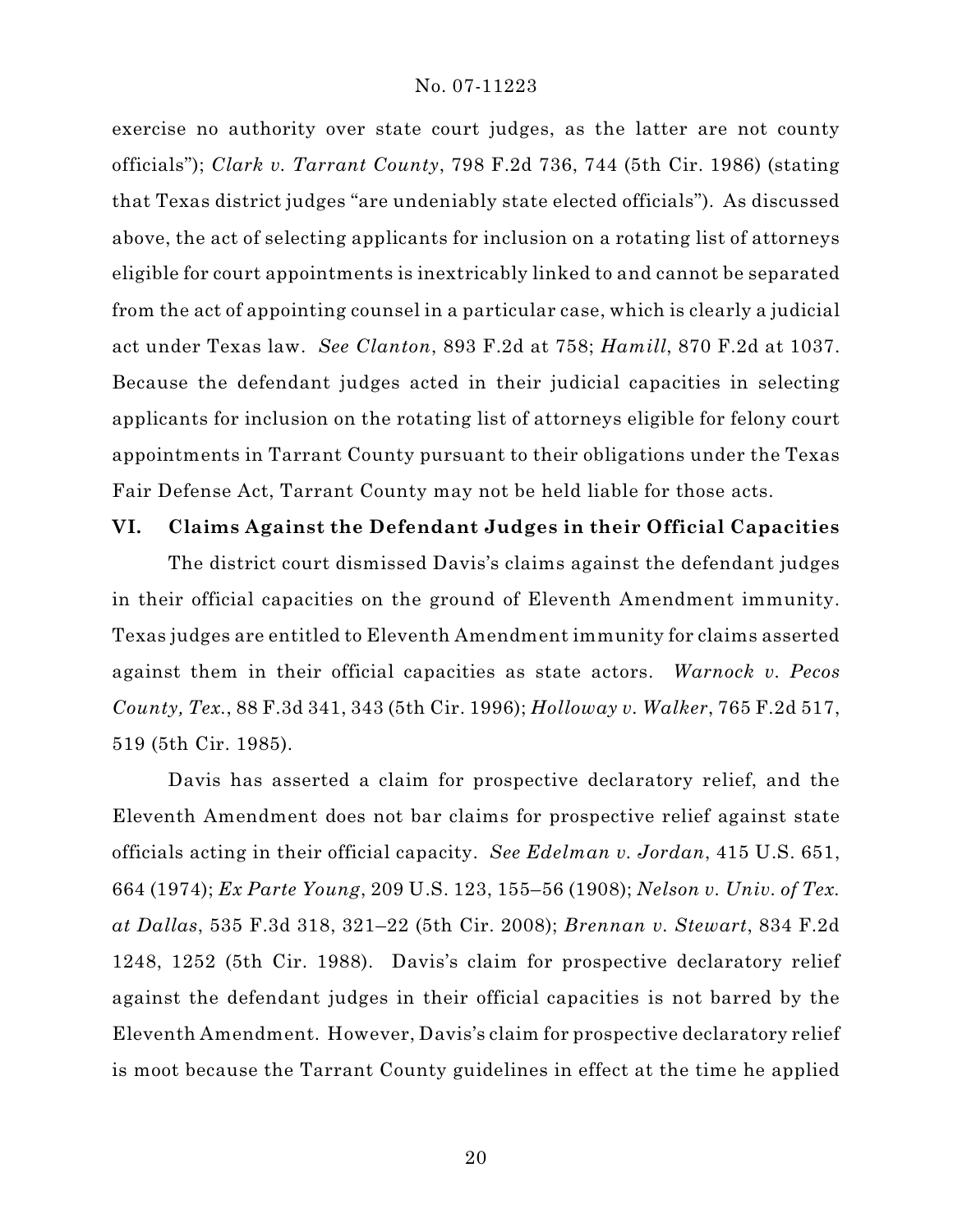exercise no authority over state court judges, as the latter are not county officials"); *Clark v. Tarrant County*, 798 F.2d 736, 744 (5th Cir. 1986) (stating that Texas district judges "are undeniably state elected officials"). As discussed above, the act of selecting applicants for inclusion on a rotating list of attorneys eligible for court appointments is inextricably linked to and cannot be separated from the act of appointing counsel in a particular case, which is clearly a judicial act under Texas law. *See Clanton*, 893 F.2d at 758; *Hamill*, 870 F.2d at 1037. Because the defendant judges acted in their judicial capacities in selecting applicants for inclusion on the rotating list of attorneys eligible for felony court appointments in Tarrant County pursuant to their obligations under the Texas Fair Defense Act, Tarrant County may not be held liable for those acts.

## VI. Claims Against the Defendant Judges in their Official Capacities

The district court dismissed Davis's claims against the defendant judges in their official capacities on the ground of Eleventh Amendment immunity. Texas judges are entitled to Eleventh Amendment immunity for claims asserted against them in their official capacities as state actors. *Warnock v. Pecos County, Tex.*, 88 F.3d 341, 343 (5th Cir. 1996); *Holloway v. Walker*, 765 F.2d 517, 519 (5th Cir. 1985).

Davis has asserted a claim for prospective declaratory relief, and the Eleventh Amendment does not bar claims for prospective relief against state officials acting in their official capacity. *See Edelman v. Jordan*, 415 U.S. 651, 664 (1974); *Ex Parte Young*, 209 U.S. 123, 155–56 (1908); *Nelson v. Univ. of Tex. at Dallas*, 535 F.3d 318, 321–22 (5th Cir. 2008); *Brennan v. Stewart*, 834 F.2d 1248, 1252 (5th Cir. 1988). Davis's claim for prospective declaratory relief against the defendant judges in their official capacities is not barred by the Eleventh Amendment. However, Davis's claim for prospective declaratory relief is moot because the Tarrant County guidelines in effect at the time he applied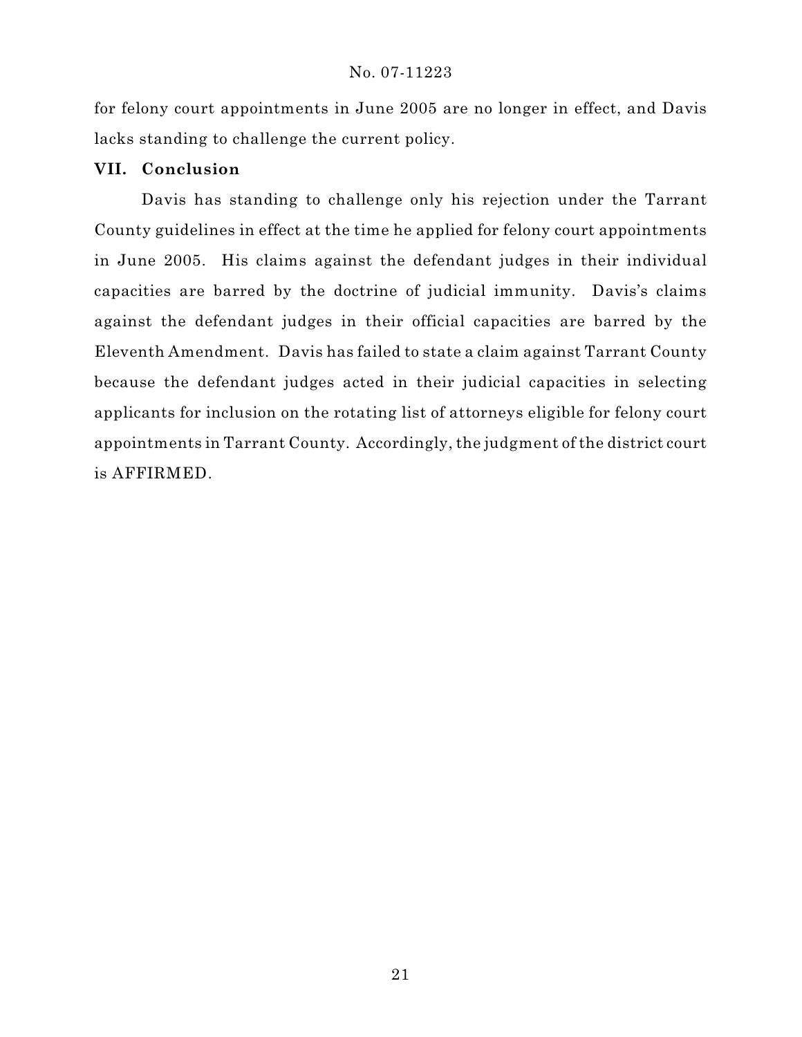for felony court appointments in June 2005 are no longer in effect, and Davis lacks standing to challenge the current policy.

## VII. Conclusion

Davis has standing to challenge only his rejection under the Tarrant County guidelines in effect at the time he applied for felony court appointments in June 2005. His claims against the defendant judges in their individual capacities are barred by the doctrine of judicial immunity. Davis's claims against the defendant judges in their official capacities are barred by the Eleventh Amendment. Davis has failed to state a claim against Tarrant County because the defendant judges acted in their judicial capacities in selecting applicants for inclusion on the rotating list of attorneys eligible for felony court appointments in Tarrant County. Accordingly, the judgment of the district court is AFFIRMED.